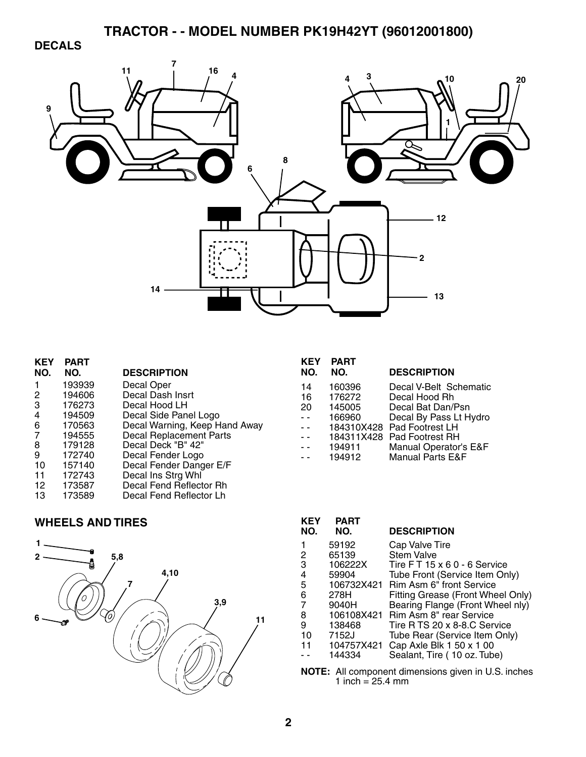# TRACTOR - - MODEL NUMBER PK19H42YT (96012001800)

## DECALS

| KEY NO. | PART NO. | DESCRIPTION |
|---|---|---|
| 1 | 193939 | Decal Oper |
| 2 | 194606 | Decal Dash Insrt |
| 3 | 176273 | Decal Hood LH |
| 4 | 194509 | Decal Side Panel Logo |
| 6 | 170563 | Decal Warning, Keep Hand Away |
| 7 | 194555 | Decal Replacement Parts |
| 8 | 179128 | Decal Deck "B" 42" |
| 9 | 172740 | Decal Fender Logo |
| 10 | 157140 | Decal Fender Danger E/F |
| 11 | 172743 | Decal Ins Strg Whl |
| 12 | 173587 | Decal Fend Reflector Rh |
| 13 | 173589 | Decal Fend Reflector Lh |
| 14 | 160396 | Decal V-Belt Schematic |
| 16 | 176272 | Decal Hood Rh |
| 20 | 145005 | Decal Bat Dan/Psn |
| - - | 166960 | Decal By Pass Lt Hydro |
| - - | 184310X428 | Pad Footrest LH |
| - - | 184311X428 | Pad Footrest RH |
| - - | 194911 | Manual Operator's E&F |
| - - | 194912 | Manual Parts E&F |

## WHEELS AND TIRES

| KEY NO. | PART NO. | DESCRIPTION |
|---|---|---|
| 1 | 59192 | Cap Valve Tire |
| 2 | 65139 | Stem Valve |
| 3 | 106222X | Tire F T 15 x 6 0 - 6 Service |
| 4 | 59904 | Tube Front (Service Item Only) |
| 5 | 106732X421 | Rim Asm 6" front Service |
| 6 | 278H | Fitting Grease (Front Wheel Only) |
| 7 | 9040H | Bearing Flange (Front Wheel nly) |
| 8 | 106108X421 | Rim Asm 8" rear Service |
| 9 | 138468 | Tire R TS 20 x 8-8.C Service |
| 10 | 7152J | Tube Rear (Service Item Only) |
| 11 | 104757X421 | Cap Axle Blk 1 50 x 1 00 |
| - - | 144334 | Sealant, Tire ( 10 oz. Tube) |

**NOTE:** All component dimensions given in U.S. inches
1 inch = 25.4 mm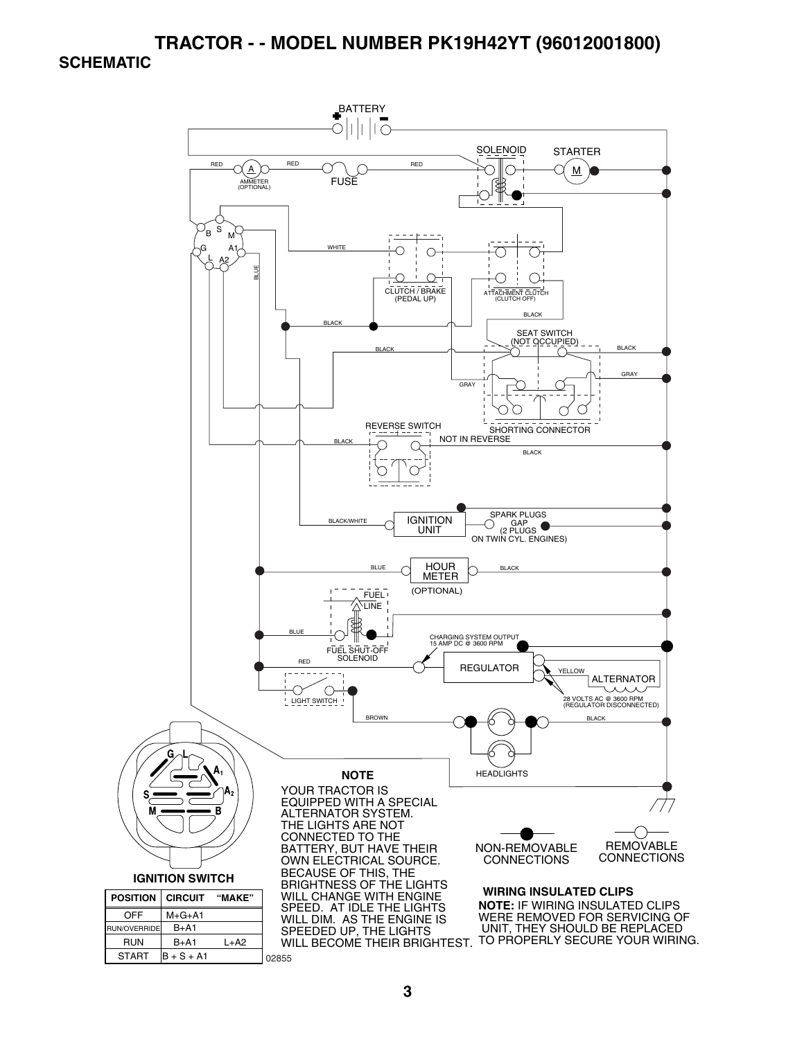# TRACTOR - - MODEL NUMBER PK19H42YT (96012001800)

## SCHEMATIC

BATTERY

SOLENOID

STARTER

RED

AMMETER (OPTIONAL)

RED

FUSE

RED

WHITE

BLUE

CLUTCH / BRAKE (PEDAL UP)

ATTACHMENT CLUTCH (CLUTCH OFF)

BLACK

BLACK

SEAT SWITCH (NOT OCCUPIED)

BLACK

BLACK

GRAY

GRAY

SHORTING CONNECTOR

REVERSE SWITCH

NOT IN REVERSE

BLACK

BLACK

BLACK/WHITE

IGNITION UNIT

SPARK PLUGS GAP (2 PLUGS ON TWIN CYL. ENGINES)

BLUE

HOUR METER (OPTIONAL)

BLACK

FUEL LINE

BLUE

FUEL SHUT-OFF SOLENOID

CHARGING SYSTEM OUTPUT 15 AMP DC @ 3600 RPM

RED

REGULATOR

YELLOW

ALTERNATOR

28 VOLTS AC @ 3600 RPM (REGULATOR DISCONNECTED)

LIGHT SWITCH

BROWN

BLACK

HEADLIGHTS

**NOTE**

YOUR TRACTOR IS EQUIPPED WITH A SPECIAL ALTERNATOR SYSTEM. THE LIGHTS ARE NOT CONNECTED TO THE BATTERY, BUT HAVE THEIR OWN ELECTRICAL SOURCE. BECAUSE OF THIS, THE BRIGHTNESS OF THE LIGHTS WILL CHANGE WITH ENGINE SPEED. AT IDLE THE LIGHTS WILL DIM. AS THE ENGINE IS SPEEDED UP, THE LIGHTS WILL BECOME THEIR BRIGHTEST.

NON-REMOVABLE CONNECTIONS

REMOVABLE CONNECTIONS

**WIRING INSULATED CLIPS**

**NOTE:** IF WIRING INSULATED CLIPS WERE REMOVED FOR SERVICING OF UNIT, THEY SHOULD BE REPLACED TO PROPERLY SECURE YOUR WIRING.

**IGNITION SWITCH**

| POSITION | CIRCUIT | "MAKE" |
|---|---|---|
| OFF | M+G+A1 | |
| RUN/OVERRIDE | B+A1 | |
| RUN | B+A1 | L+A2 |
| START | B + S + A1 | |

02855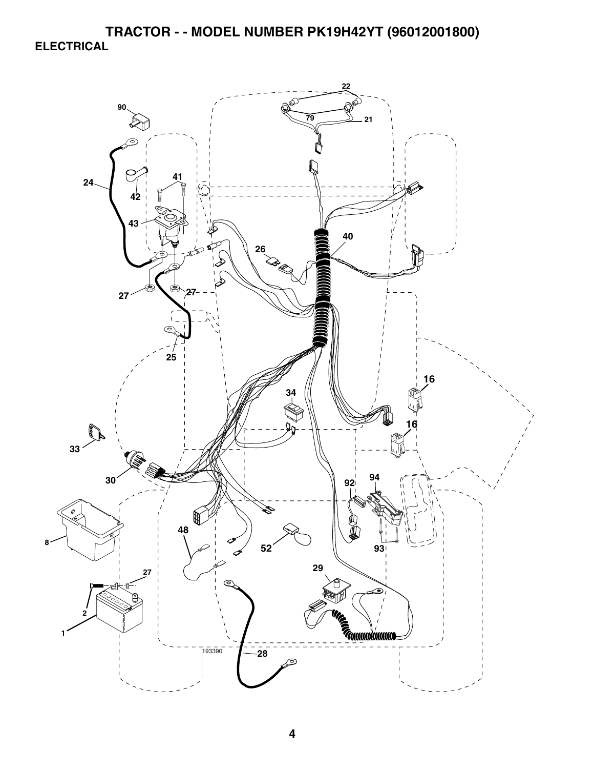# TRACTOR - - MODEL NUMBER PK19H42YT (96012001800)

## ELECTRICAL

22 79 21 90 41 24 42 43 40 26 27 27 25 16 34 16 33 30 92 94 8 48 52 93 29 27 2 1 193390 28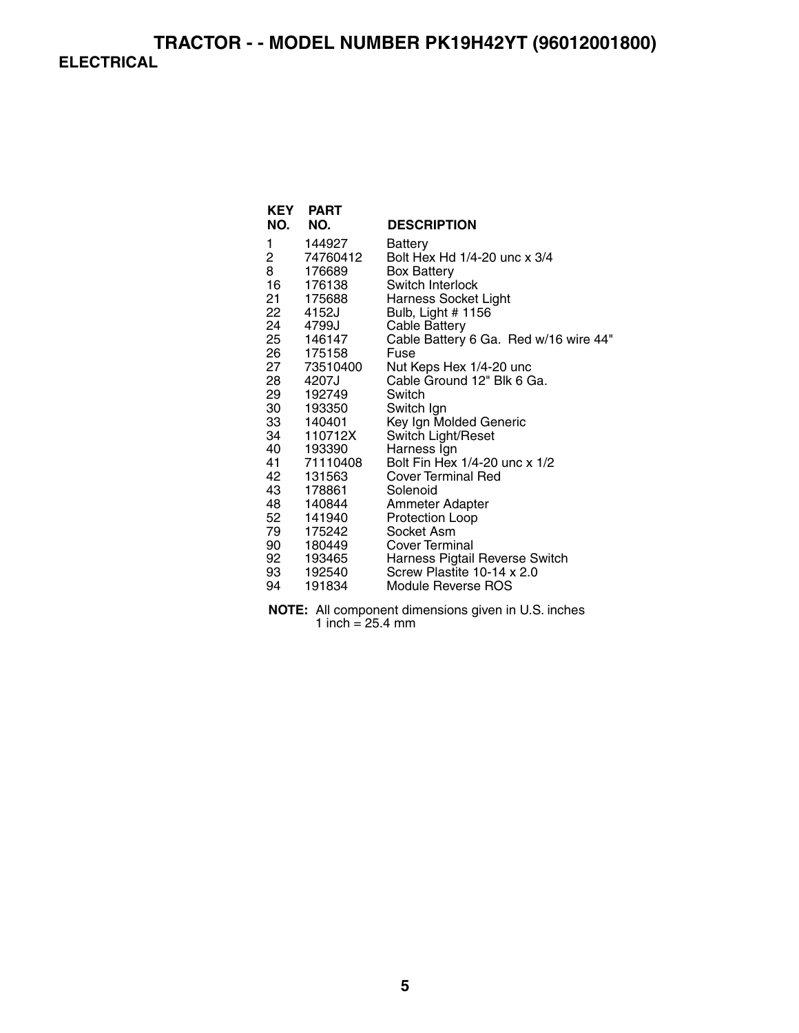# TRACTOR - - MODEL NUMBER PK19H42YT (96012001800)

## ELECTRICAL

| KEY NO. | PART NO. | DESCRIPTION |
|---|---|---|
| 1 | 144927 | Battery |
| 2 | 74760412 | Bolt Hex Hd 1/4-20 unc x 3/4 |
| 8 | 176689 | Box Battery |
| 16 | 176138 | Switch Interlock |
| 21 | 175688 | Harness Socket Light |
| 22 | 4152J | Bulb, Light # 1156 |
| 24 | 4799J | Cable Battery |
| 25 | 146147 | Cable Battery 6 Ga. Red w/16 wire 44" |
| 26 | 175158 | Fuse |
| 27 | 73510400 | Nut Keps Hex 1/4-20 unc |
| 28 | 4207J | Cable Ground 12" Blk 6 Ga. |
| 29 | 192749 | Switch |
| 30 | 193350 | Switch Ign |
| 33 | 140401 | Key Ign Molded Generic |
| 34 | 110712X | Switch Light/Reset |
| 40 | 193390 | Harness Ign |
| 41 | 71110408 | Bolt Fin Hex 1/4-20 unc x 1/2 |
| 42 | 131563 | Cover Terminal Red |
| 43 | 178861 | Solenoid |
| 48 | 140844 | Ammeter Adapter |
| 52 | 141940 | Protection Loop |
| 79 | 175242 | Socket Asm |
| 90 | 180449 | Cover Terminal |
| 92 | 193465 | Harness Pigtail Reverse Switch |
| 93 | 192540 | Screw Plastite 10-14 x 2.0 |
| 94 | 191834 | Module Reverse ROS |

**NOTE:** All component dimensions given in U.S. inches
1 inch = 25.4 mm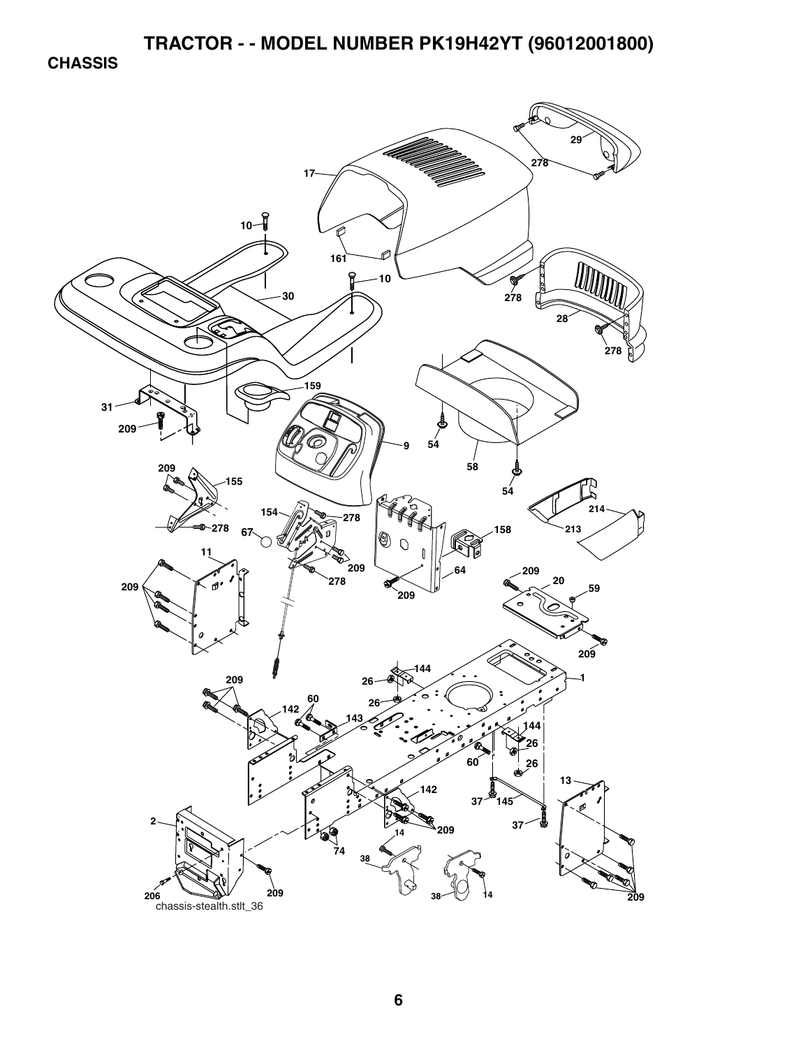# TRACTOR - - MODEL NUMBER PK19H42YT (96012001800)

## CHASSIS

chassis-stealth.stlt_36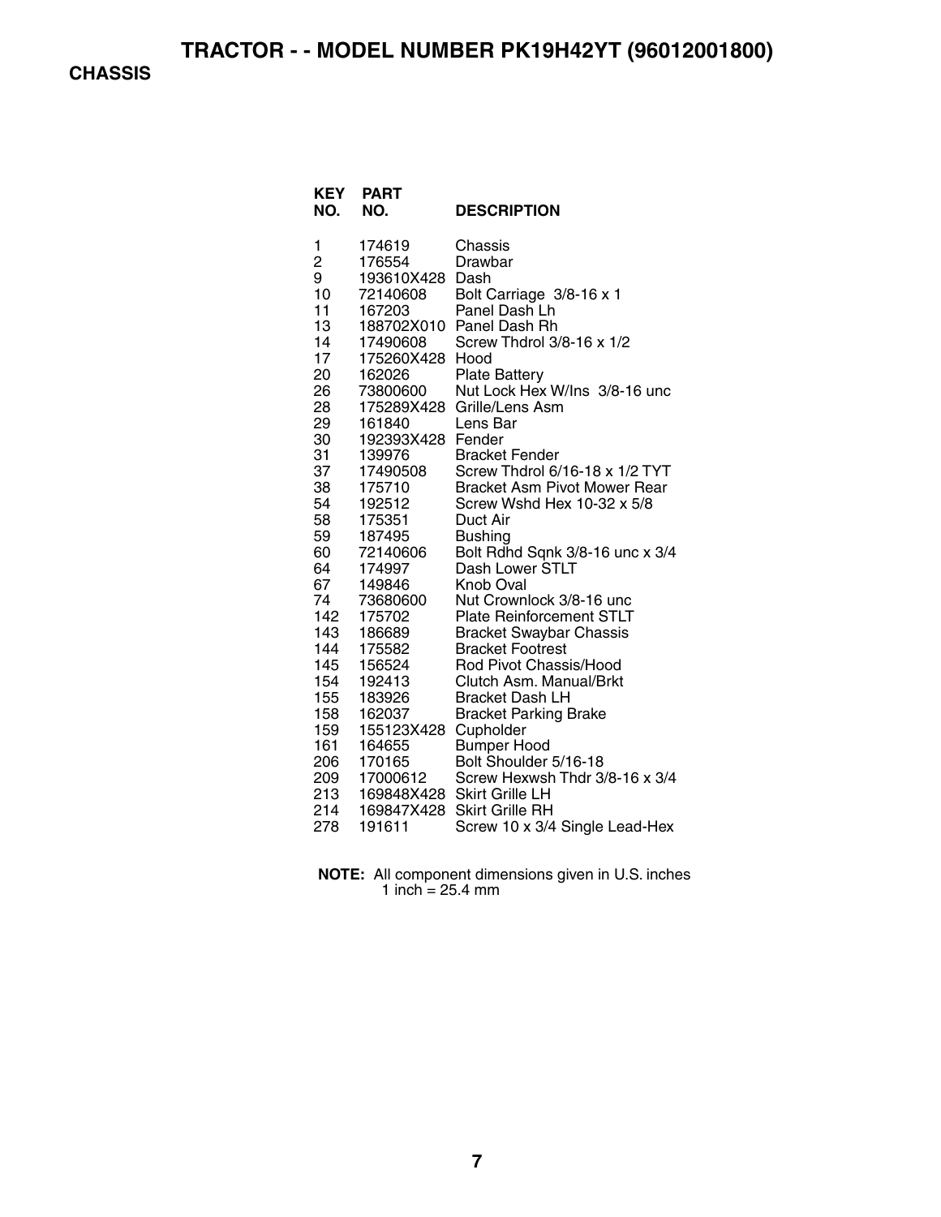# TRACTOR - - MODEL NUMBER PK19H42YT (96012001800)

## CHASSIS

| KEY NO. | PART NO. | DESCRIPTION |
|---|---|---|
| 1 | 174619 | Chassis |
| 2 | 176554 | Drawbar |
| 9 | 193610X428 | Dash |
| 10 | 72140608 | Bolt Carriage 3/8-16 x 1 |
| 11 | 167203 | Panel Dash Lh |
| 13 | 188702X010 | Panel Dash Rh |
| 14 | 17490608 | Screw Thdrol 3/8-16 x 1/2 |
| 17 | 175260X428 | Hood |
| 20 | 162026 | Plate Battery |
| 26 | 73800600 | Nut Lock Hex W/Ins 3/8-16 unc |
| 28 | 175289X428 | Grille/Lens Asm |
| 29 | 161840 | Lens Bar |
| 30 | 192393X428 | Fender |
| 31 | 139976 | Bracket Fender |
| 37 | 17490508 | Screw Thdrol 6/16-18 x 1/2 TYT |
| 38 | 175710 | Bracket Asm Pivot Mower Rear |
| 54 | 192512 | Screw Wshd Hex 10-32 x 5/8 |
| 58 | 175351 | Duct Air |
| 59 | 187495 | Bushing |
| 60 | 72140606 | Bolt Rdhd Sqnk 3/8-16 unc x 3/4 |
| 64 | 174997 | Dash Lower STLT |
| 67 | 149846 | Knob Oval |
| 74 | 73680600 | Nut Crownlock 3/8-16 unc |
| 142 | 175702 | Plate Reinforcement STLT |
| 143 | 186689 | Bracket Swaybar Chassis |
| 144 | 175582 | Bracket Footrest |
| 145 | 156524 | Rod Pivot Chassis/Hood |
| 154 | 192413 | Clutch Asm. Manual/Brkt |
| 155 | 183926 | Bracket Dash LH |
| 158 | 162037 | Bracket Parking Brake |
| 159 | 155123X428 | Cupholder |
| 161 | 164655 | Bumper Hood |
| 206 | 170165 | Bolt Shoulder 5/16-18 |
| 209 | 17000612 | Screw Hexwsh Thdr 3/8-16 x 3/4 |
| 213 | 169848X428 | Skirt Grille LH |
| 214 | 169847X428 | Skirt Grille RH |
| 278 | 191611 | Screw 10 x 3/4 Single Lead-Hex |

**NOTE:** All component dimensions given in U.S. inches
1 inch = 25.4 mm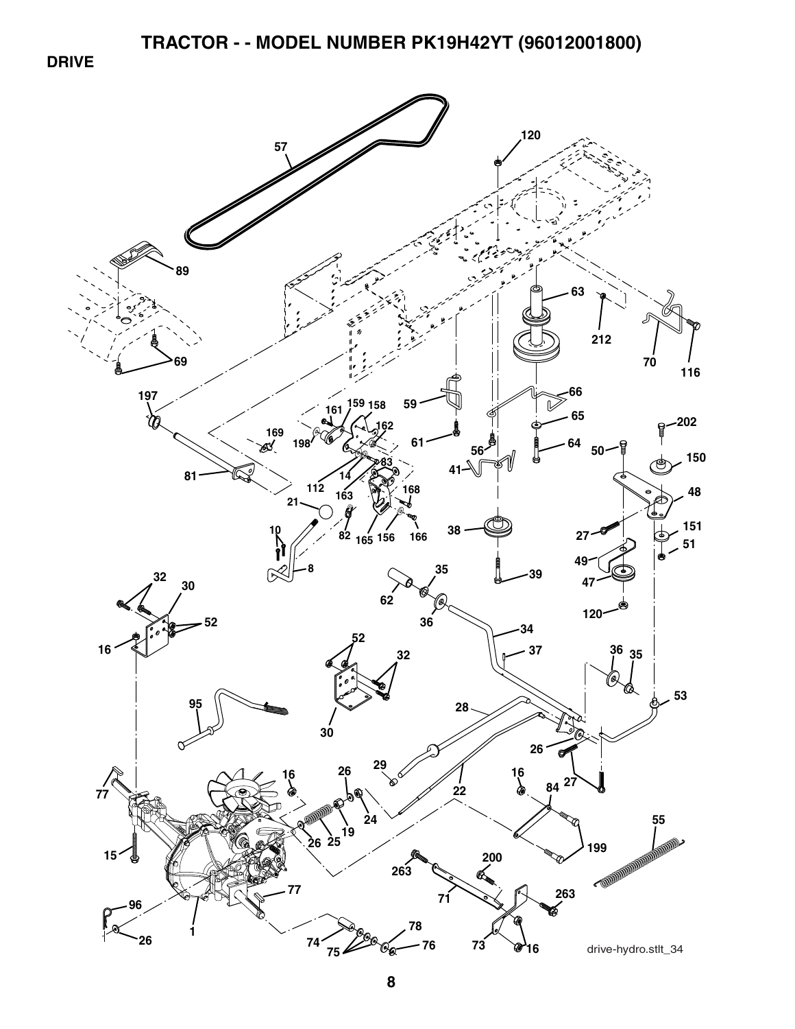# TRACTOR - - MODEL NUMBER PK19H42YT (96012001800)

## DRIVE

drive-hydro.stlt_34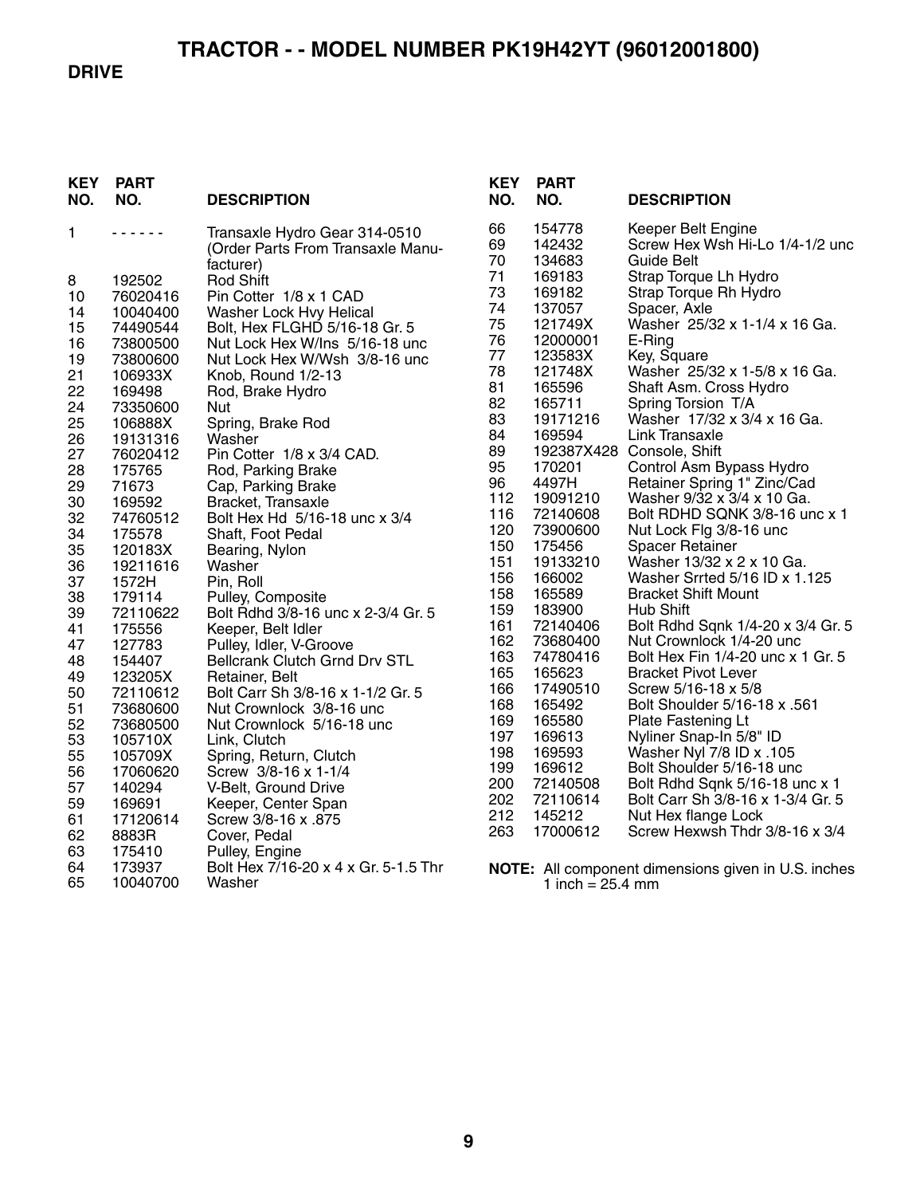# TRACTOR - - MODEL NUMBER PK19H42YT (96012001800)

## DRIVE

| KEY NO. | PART NO. | DESCRIPTION |
|---|---|---|
| 1 | - - - - - - | Transaxle Hydro Gear 314-0510 (Order Parts From Transaxle Manufacturer) |
| 8 | 192502 | Rod Shift |
| 10 | 76020416 | Pin Cotter 1/8 x 1 CAD |
| 14 | 10040400 | Washer Lock Hvy Helical |
| 15 | 74490544 | Bolt, Hex FLGHD 5/16-18 Gr. 5 |
| 16 | 73800500 | Nut Lock Hex W/Ins 5/16-18 unc |
| 19 | 73800600 | Nut Lock Hex W/Wsh 3/8-16 unc |
| 21 | 106933X | Knob, Round 1/2-13 |
| 22 | 169498 | Rod, Brake Hydro |
| 24 | 73350600 | Nut |
| 25 | 106888X | Spring, Brake Rod |
| 26 | 19131316 | Washer |
| 27 | 76020412 | Pin Cotter 1/8 x 3/4 CAD. |
| 28 | 175765 | Rod, Parking Brake |
| 29 | 71673 | Cap, Parking Brake |
| 30 | 169592 | Bracket, Transaxle |
| 32 | 74760512 | Bolt Hex Hd 5/16-18 unc x 3/4 |
| 34 | 175578 | Shaft, Foot Pedal |
| 35 | 120183X | Bearing, Nylon |
| 36 | 19211616 | Washer |
| 37 | 1572H | Pin, Roll |
| 38 | 179114 | Pulley, Composite |
| 39 | 72110622 | Bolt Rdhd 3/8-16 unc x 2-3/4 Gr. 5 |
| 41 | 175556 | Keeper, Belt Idler |
| 47 | 127783 | Pulley, Idler, V-Groove |
| 48 | 154407 | Bellcrank Clutch Grnd Drv STL |
| 49 | 123205X | Retainer, Belt |
| 50 | 72110612 | Bolt Carr Sh 3/8-16 x 1-1/2 Gr. 5 |
| 51 | 73680600 | Nut Crownlock 3/8-16 unc |
| 52 | 73680500 | Nut Crownlock 5/16-18 unc |
| 53 | 105710X | Link, Clutch |
| 55 | 105709X | Spring, Return, Clutch |
| 56 | 17060620 | Screw 3/8-16 x 1-1/4 |
| 57 | 140294 | V-Belt, Ground Drive |
| 59 | 169691 | Keeper, Center Span |
| 61 | 17120614 | Screw 3/8-16 x .875 |
| 62 | 8883R | Cover, Pedal |
| 63 | 175410 | Pulley, Engine |
| 64 | 173937 | Bolt Hex 7/16-20 x 4 x Gr. 5-1.5 Thr |
| 65 | 10040700 | Washer |
| 66 | 154778 | Keeper Belt Engine |
| 69 | 142432 | Screw Hex Wsh Hi-Lo 1/4-1/2 unc |
| 70 | 134683 | Guide Belt |
| 71 | 169183 | Strap Torque Lh Hydro |
| 73 | 169182 | Strap Torque Rh Hydro |
| 74 | 137057 | Spacer, Axle |
| 75 | 121749X | Washer 25/32 x 1-1/4 x 16 Ga. |
| 76 | 12000001 | E-Ring |
| 77 | 123583X | Key, Square |
| 78 | 121748X | Washer 25/32 x 1-5/8 x 16 Ga. |
| 81 | 165596 | Shaft Asm. Cross Hydro |
| 82 | 165711 | Spring Torsion T/A |
| 83 | 19171216 | Washer 17/32 x 3/4 x 16 Ga. |
| 84 | 169594 | Link Transaxle |
| 89 | 192387X428 | Console, Shift |
| 95 | 170201 | Control Asm Bypass Hydro |
| 96 | 4497H | Retainer Spring 1" Zinc/Cad |
| 112 | 19091210 | Washer 9/32 x 3/4 x 10 Ga. |
| 116 | 72140608 | Bolt RDHD SQNK 3/8-16 unc x 1 |
| 120 | 73900600 | Nut Lock Flg 3/8-16 unc |
| 150 | 175456 | Spacer Retainer |
| 151 | 19133210 | Washer 13/32 x 2 x 10 Ga. |
| 156 | 166002 | Washer Srrted 5/16 ID x 1.125 |
| 158 | 165589 | Bracket Shift Mount |
| 159 | 183900 | Hub Shift |
| 161 | 72140406 | Bolt Rdhd Sqnk 1/4-20 x 3/4 Gr. 5 |
| 162 | 73680400 | Nut Crownlock 1/4-20 unc |
| 163 | 74780416 | Bolt Hex Fin 1/4-20 unc x 1 Gr. 5 |
| 165 | 165623 | Bracket Pivot Lever |
| 166 | 17490510 | Screw 5/16-18 x 5/8 |
| 168 | 165492 | Bolt Shoulder 5/16-18 x .561 |
| 169 | 165580 | Plate Fastening Lt |
| 197 | 169613 | Nyliner Snap-In 5/8" ID |
| 198 | 169593 | Washer Nyl 7/8 ID x .105 |
| 199 | 169612 | Bolt Shoulder 5/16-18 unc |
| 200 | 72140508 | Bolt Rdhd Sqnk 5/16-18 unc x 1 |
| 202 | 72110614 | Bolt Carr Sh 3/8-16 x 1-3/4 Gr. 5 |
| 212 | 145212 | Nut Hex flange Lock |
| 263 | 17000612 | Screw Hexwsh Thdr 3/8-16 x 3/4 |

**NOTE:** All component dimensions given in U.S. inches
1 inch = 25.4 mm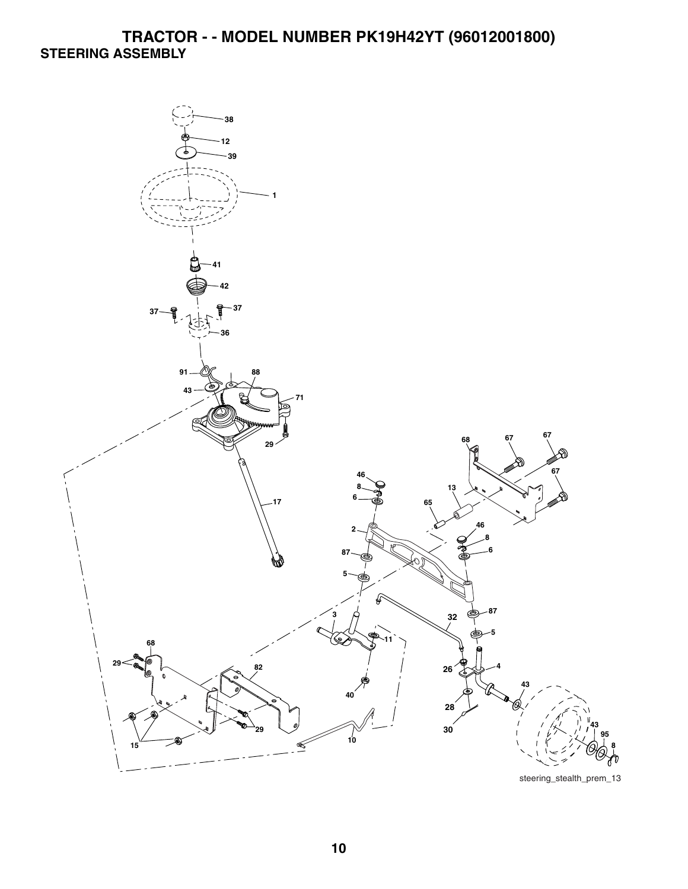# TRACTOR - - MODEL NUMBER PK19H42YT (96012001800)

## STEERING ASSEMBLY

38
12
39
1
41
42
37
37
36
91
88
43
71
29
17
68
67
67
67
46
8
6
13
65
2
46
8
6
87
5
3
32
87
5
11
68
29
82
26
4
43
40
28
30
43
95
8
15
29
10

steering_stealth_prem_13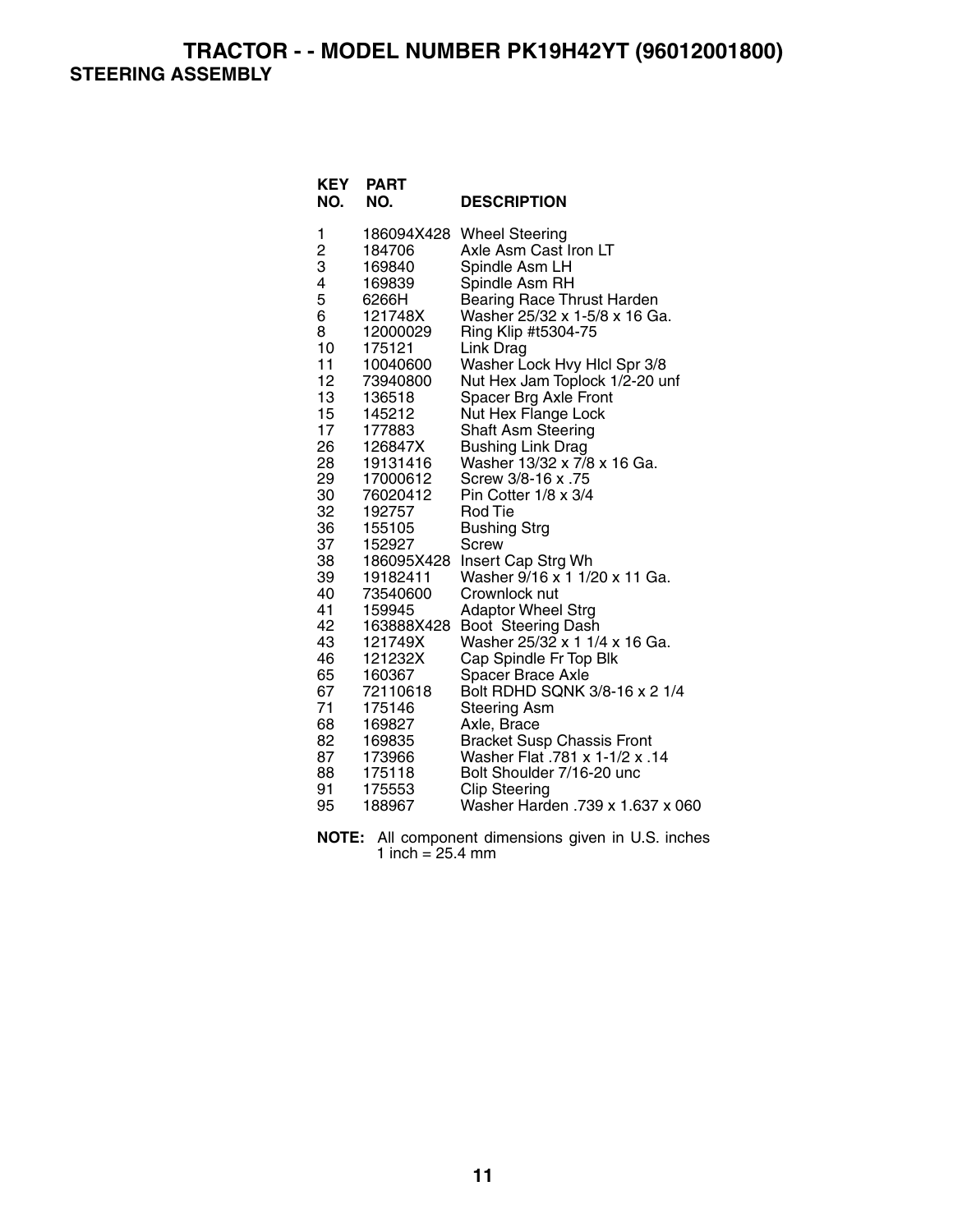# TRACTOR - - MODEL NUMBER PK19H42YT (96012001800)

## STEERING ASSEMBLY

| KEY NO. | PART NO. | DESCRIPTION |
|---|---|---|
| 1 | 186094X428 | Wheel Steering |
| 2 | 184706 | Axle Asm Cast Iron LT |
| 3 | 169840 | Spindle Asm LH |
| 4 | 169839 | Spindle Asm RH |
| 5 | 6266H | Bearing Race Thrust Harden |
| 6 | 121748X | Washer 25/32 x 1-5/8 x 16 Ga. |
| 8 | 12000029 | Ring Klip #t5304-75 |
| 10 | 175121 | Link Drag |
| 11 | 10040600 | Washer Lock Hvy Hlcl Spr 3/8 |
| 12 | 73940800 | Nut Hex Jam Toplock 1/2-20 unf |
| 13 | 136518 | Spacer Brg Axle Front |
| 15 | 145212 | Nut Hex Flange Lock |
| 17 | 177883 | Shaft Asm Steering |
| 26 | 126847X | Bushing Link Drag |
| 28 | 19131416 | Washer 13/32 x 7/8 x 16 Ga. |
| 29 | 17000612 | Screw 3/8-16 x .75 |
| 30 | 76020412 | Pin Cotter 1/8 x 3/4 |
| 32 | 192757 | Rod Tie |
| 36 | 155105 | Bushing Strg |
| 37 | 152927 | Screw |
| 38 | 186095X428 | Insert Cap Strg Wh |
| 39 | 19182411 | Washer 9/16 x 1 1/20 x 11 Ga. |
| 40 | 73540600 | Crownlock nut |
| 41 | 159945 | Adaptor Wheel Strg |
| 42 | 163888X428 | Boot Steering Dash |
| 43 | 121749X | Washer 25/32 x 1 1/4 x 16 Ga. |
| 46 | 121232X | Cap Spindle Fr Top Blk |
| 65 | 160367 | Spacer Brace Axle |
| 67 | 72110618 | Bolt RDHD SQNK 3/8-16 x 2 1/4 |
| 71 | 175146 | Steering Asm |
| 68 | 169827 | Axle, Brace |
| 82 | 169835 | Bracket Susp Chassis Front |
| 87 | 173966 | Washer Flat .781 x 1-1/2 x .14 |
| 88 | 175118 | Bolt Shoulder 7/16-20 unc |
| 91 | 175553 | Clip Steering |
| 95 | 188967 | Washer Harden .739 x 1.637 x 060 |

**NOTE:** All component dimensions given in U.S. inches
1 inch = 25.4 mm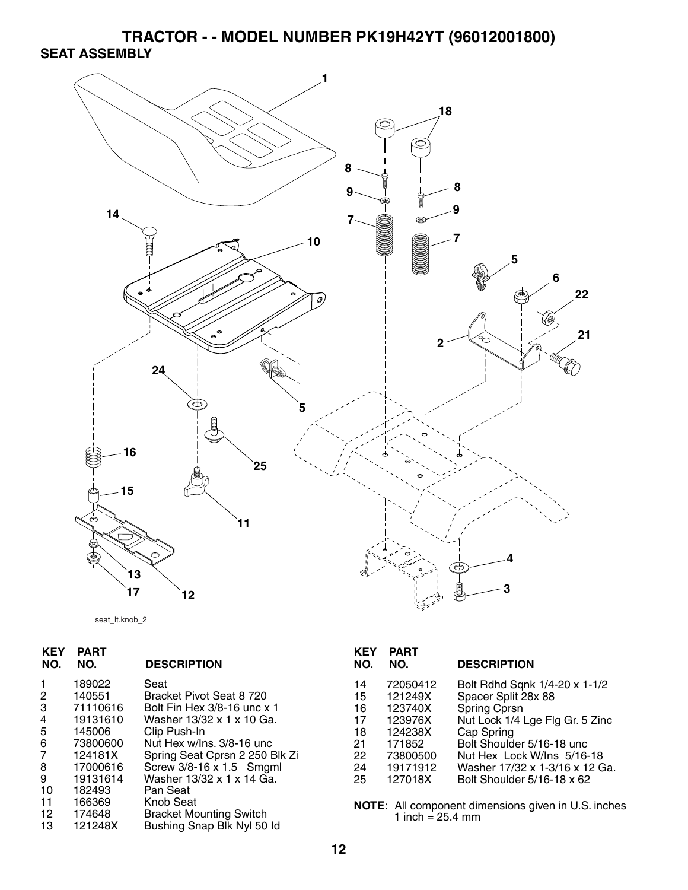# TRACTOR - - MODEL NUMBER PK19H42YT (96012001800)

## SEAT ASSEMBLY

seat_lt.knob_2

| KEY NO. | PART NO. | DESCRIPTION |
|---|---|---|
| 1 | 189022 | Seat |
| 2 | 140551 | Bracket Pivot Seat 8 720 |
| 3 | 71110616 | Bolt Fin Hex 3/8-16 unc x 1 |
| 4 | 19131610 | Washer 13/32 x 1 x 10 Ga. |
| 5 | 145006 | Clip Push-In |
| 6 | 73800600 | Nut Hex w/Ins. 3/8-16 unc |
| 7 | 124181X | Spring Seat Cprsn 2 250 Blk Zi |
| 8 | 17000616 | Screw 3/8-16 x 1.5 Smgml |
| 9 | 19131614 | Washer 13/32 x 1 x 14 Ga. |
| 10 | 182493 | Pan Seat |
| 11 | 166369 | Knob Seat |
| 12 | 174648 | Bracket Mounting Switch |
| 13 | 121248X | Bushing Snap Blk Nyl 50 Id |
| 14 | 72050412 | Bolt Rdhd Sqnk 1/4-20 x 1-1/2 |
| 15 | 121249X | Spacer Split 28x 88 |
| 16 | 123740X | Spring Cprsn |
| 17 | 123976X | Nut Lock 1/4 Lge Flg Gr. 5 Zinc |
| 18 | 124238X | Cap Spring |
| 21 | 171852 | Bolt Shoulder 5/16-18 unc |
| 22 | 73800500 | Nut Hex Lock W/Ins 5/16-18 |
| 24 | 19171912 | Washer 17/32 x 1-3/16 x 12 Ga. |
| 25 | 127018X | Bolt Shoulder 5/16-18 x 62 |

**NOTE:** All component dimensions given in U.S. inches
1 inch = 25.4 mm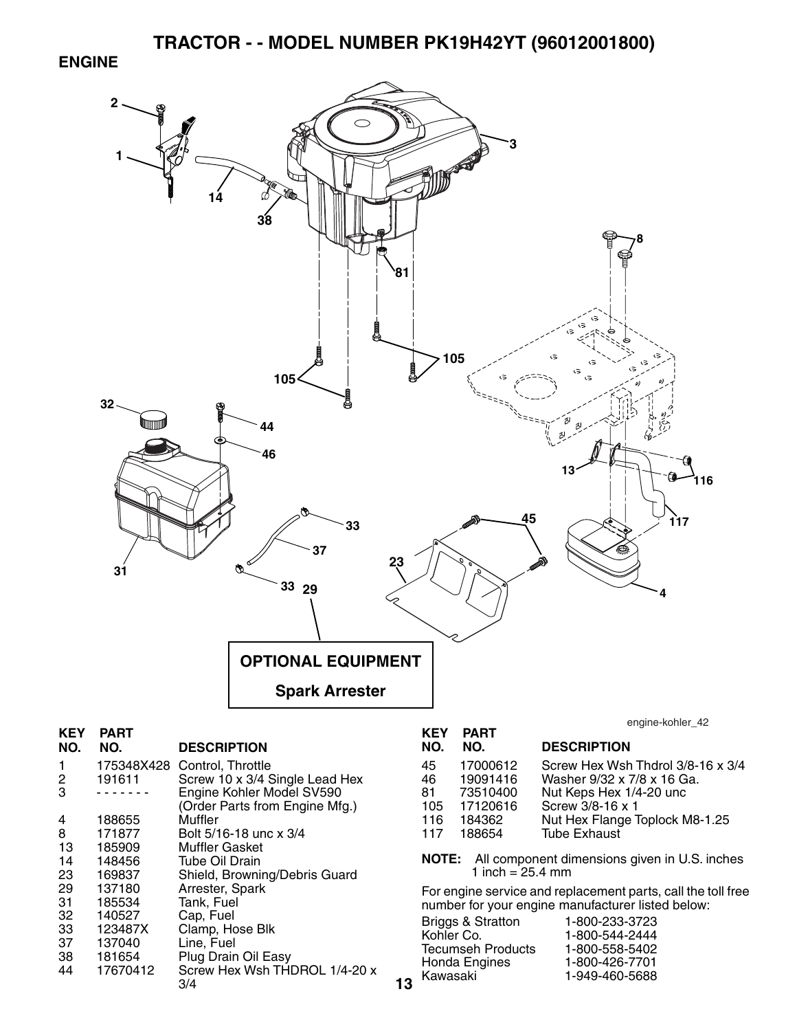# TRACTOR - - MODEL NUMBER PK19H42YT (96012001800)

## ENGINE

OPTIONAL EQUIPMENT

Spark Arrester

engine-kohler_42

| KEY NO. | PART NO. | DESCRIPTION |
|---|---|---|
| 1 | 175348X428 | Control, Throttle |
| 2 | 191611 | Screw 10 x 3/4 Single Lead Hex |
| 3 | - - - - - - - | Engine Kohler Model SV590 (Order Parts from Engine Mfg.) |
| 4 | 188655 | Muffler |
| 8 | 171877 | Bolt 5/16-18 unc x 3/4 |
| 13 | 185909 | Muffler Gasket |
| 14 | 148456 | Tube Oil Drain |
| 23 | 169837 | Shield, Browning/Debris Guard |
| 29 | 137180 | Arrester, Spark |
| 31 | 185534 | Tank, Fuel |
| 32 | 140527 | Cap, Fuel |
| 33 | 123487X | Clamp, Hose Blk |
| 37 | 137040 | Line, Fuel |
| 38 | 181654 | Plug Drain Oil Easy |
| 44 | 17670412 | Screw Hex Wsh THDROL 1/4-20 x 3/4 |
| 45 | 17000612 | Screw Hex Wsh Thdrol 3/8-16 x 3/4 |
| 46 | 19091416 | Washer 9/32 x 7/8 x 16 Ga. |
| 81 | 73510400 | Nut Keps Hex 1/4-20 unc |
| 105 | 17120616 | Screw 3/8-16 x 1 |
| 116 | 184362 | Nut Hex Flange Toplock M8-1.25 |
| 117 | 188654 | Tube Exhaust |

**NOTE:** All component dimensions given in U.S. inches
1 inch = 25.4 mm

For engine service and replacement parts, call the toll free number for your engine manufacturer listed below:

| | |
|---|---|
| Briggs & Stratton | 1-800-233-3723 |
| Kohler Co. | 1-800-544-2444 |
| Tecumseh Products | 1-800-558-5402 |
| Honda Engines | 1-800-426-7701 |
| Kawasaki | 1-949-460-5688 |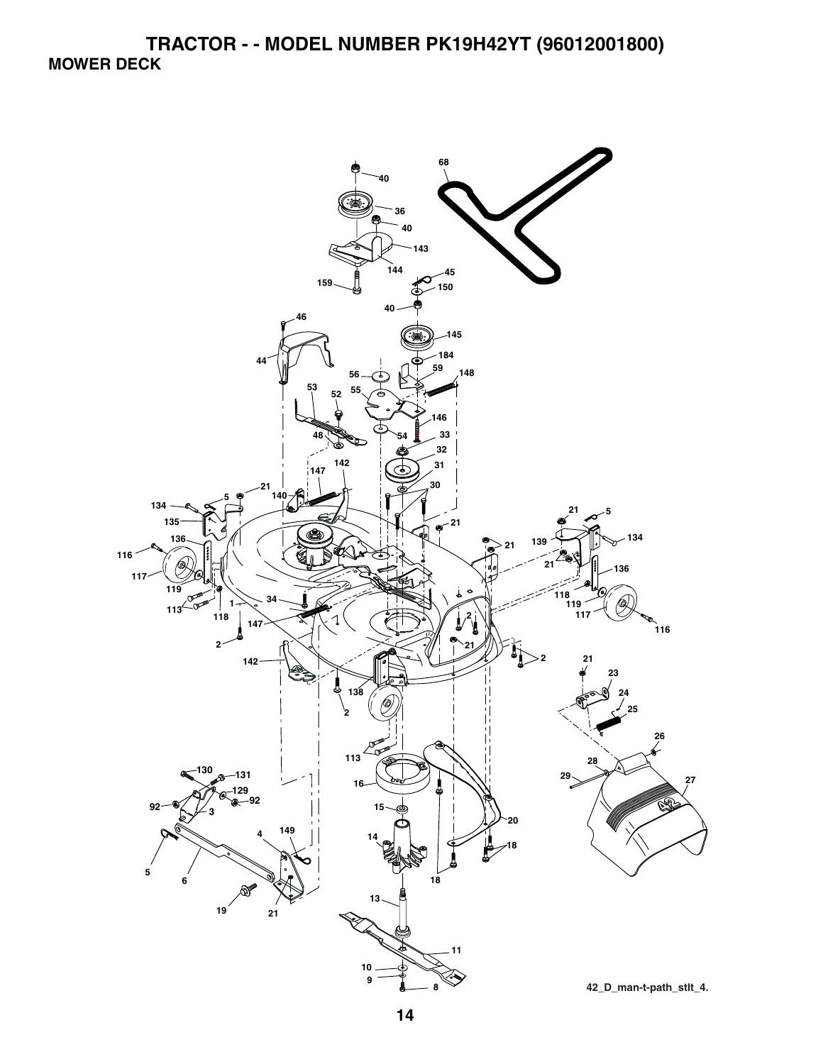# TRACTOR - - MODEL NUMBER PK19H42YT (96012001800)

## MOWER DECK

42_D_man-t-path_stlt_4.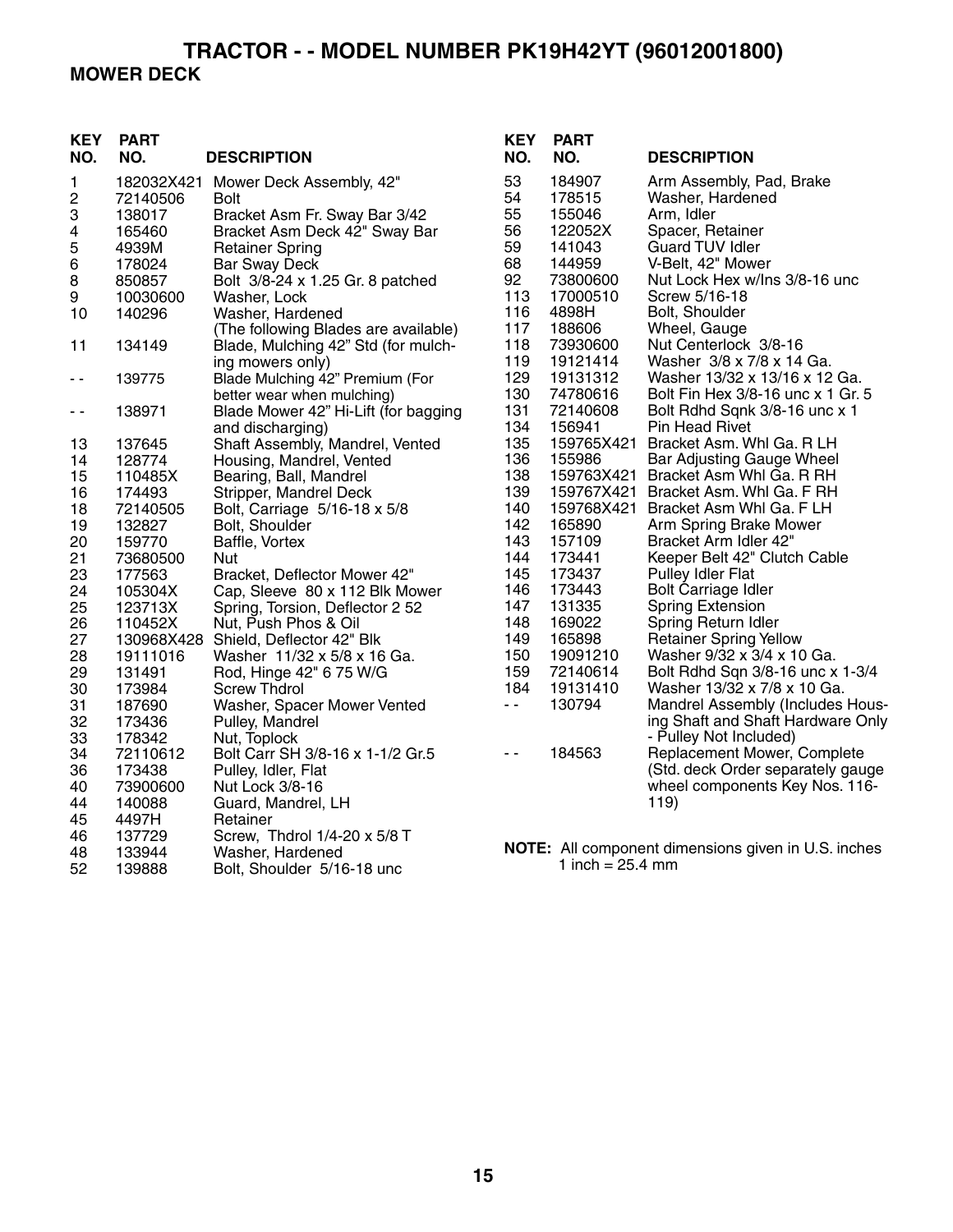# TRACTOR - - MODEL NUMBER PK19H42YT (96012001800)

## MOWER DECK

| KEY NO. | PART NO. | DESCRIPTION |
|---|---|---|
| 1 | 182032X421 | Mower Deck Assembly, 42" |
| 2 | 72140506 | Bolt |
| 3 | 138017 | Bracket Asm Fr. Sway Bar 3/42 |
| 4 | 165460 | Bracket Asm Deck 42" Sway Bar |
| 5 | 4939M | Retainer Spring |
| 6 | 178024 | Bar Sway Deck |
| 8 | 850857 | Bolt 3/8-24 x 1.25 Gr. 8 patched |
| 9 | 10030600 | Washer, Lock |
| 10 | 140296 | Washer, Hardened |
| | | (The following Blades are available) |
| 11 | 134149 | Blade, Mulching 42" Std (for mulching mowers only) |
| - - | 139775 | Blade Mulching 42" Premium (For better wear when mulching) |
| - - | 138971 | Blade Mower 42" Hi-Lift (for bagging and discharging) |
| 13 | 137645 | Shaft Assembly, Mandrel, Vented |
| 14 | 128774 | Housing, Mandrel, Vented |
| 15 | 110485X | Bearing, Ball, Mandrel |
| 16 | 174493 | Stripper, Mandrel Deck |
| 18 | 72140505 | Bolt, Carriage 5/16-18 x 5/8 |
| 19 | 132827 | Bolt, Shoulder |
| 20 | 159770 | Baffle, Vortex |
| 21 | 73680500 | Nut |
| 23 | 177563 | Bracket, Deflector Mower 42" |
| 24 | 105304X | Cap, Sleeve 80 x 112 Blk Mower |
| 25 | 123713X | Spring, Torsion, Deflector 2 52 |
| 26 | 110452X | Nut, Push Phos & Oil |
| 27 | 130968X428 | Shield, Deflector 42" Blk |
| 28 | 19111016 | Washer 11/32 x 5/8 x 16 Ga. |
| 29 | 131491 | Rod, Hinge 42" 6 75 W/G |
| 30 | 173984 | Screw Thdrol |
| 31 | 187690 | Washer, Spacer Mower Vented |
| 32 | 173436 | Pulley, Mandrel |
| 33 | 178342 | Nut, Toplock |
| 34 | 72110612 | Bolt Carr SH 3/8-16 x 1-1/2 Gr.5 |
| 36 | 173438 | Pulley, Idler, Flat |
| 40 | 73900600 | Nut Lock 3/8-16 |
| 44 | 140088 | Guard, Mandrel, LH |
| 45 | 4497H | Retainer |
| 46 | 137729 | Screw, Thdrol 1/4-20 x 5/8 T |
| 48 | 133944 | Washer, Hardened |
| 52 | 139888 | Bolt, Shoulder 5/16-18 unc |
| 53 | 184907 | Arm Assembly, Pad, Brake |
| 54 | 178515 | Washer, Hardened |
| 55 | 155046 | Arm, Idler |
| 56 | 122052X | Spacer, Retainer |
| 59 | 141043 | Guard TUV Idler |
| 68 | 144959 | V-Belt, 42" Mower |
| 92 | 73800600 | Nut Lock Hex w/Ins 3/8-16 unc |
| 113 | 17000510 | Screw 5/16-18 |
| 116 | 4898H | Bolt, Shoulder |
| 117 | 188606 | Wheel, Gauge |
| 118 | 73930600 | Nut Centerlock 3/8-16 |
| 119 | 19121414 | Washer 3/8 x 7/8 x 14 Ga. |
| 129 | 19131312 | Washer 13/32 x 13/16 x 12 Ga. |
| 130 | 74780616 | Bolt Fin Hex 3/8-16 unc x 1 Gr. 5 |
| 131 | 72140608 | Bolt Rdhd Sqnk 3/8-16 unc x 1 |
| 134 | 156941 | Pin Head Rivet |
| 135 | 159765X421 | Bracket Asm. Whl Ga. R LH |
| 136 | 155986 | Bar Adjusting Gauge Wheel |
| 138 | 159763X421 | Bracket Asm Whl Ga. R RH |
| 139 | 159767X421 | Bracket Asm. Whl Ga. F RH |
| 140 | 159768X421 | Bracket Asm Whl Ga. F LH |
| 142 | 165890 | Arm Spring Brake Mower |
| 143 | 157109 | Bracket Arm Idler 42" |
| 144 | 173441 | Keeper Belt 42" Clutch Cable |
| 145 | 173437 | Pulley Idler Flat |
| 146 | 173443 | Bolt Carriage Idler |
| 147 | 131335 | Spring Extension |
| 148 | 169022 | Spring Return Idler |
| 149 | 165898 | Retainer Spring Yellow |
| 150 | 19091210 | Washer 9/32 x 3/4 x 10 Ga. |
| 159 | 72140614 | Bolt Rdhd Sqn 3/8-16 unc x 1-3/4 |
| 184 | 19131410 | Washer 13/32 x 7/8 x 10 Ga. |
| - - | 130794 | Mandrel Assembly (Includes Housing Shaft and Shaft Hardware Only - Pulley Not Included) |
| - - | 184563 | Replacement Mower, Complete (Std. deck Order separately gauge wheel components Key Nos. 116-119) |

**NOTE:** All component dimensions given in U.S. inches
1 inch = 25.4 mm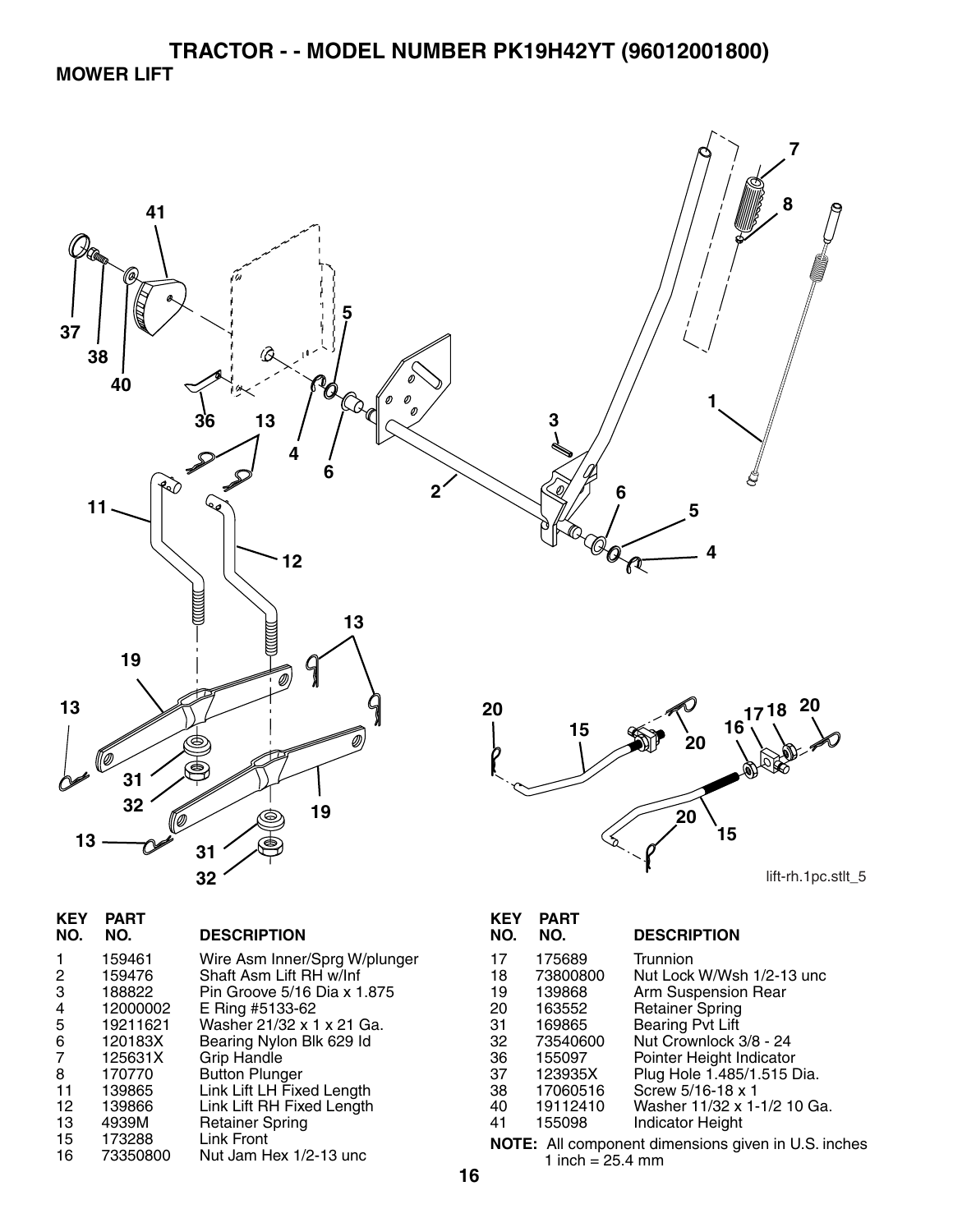# TRACTOR - - MODEL NUMBER PK19H42YT (96012001800)

## MOWER LIFT

lift-rh.1pc.stlt_5

| KEY NO. | PART NO. | DESCRIPTION |
|---|---|---|
| 1 | 159461 | Wire Asm Inner/Sprg W/plunger |
| 2 | 159476 | Shaft Asm Lift RH w/Inf |
| 3 | 188822 | Pin Groove 5/16 Dia x 1.875 |
| 4 | 12000002 | E Ring #5133-62 |
| 5 | 19211621 | Washer 21/32 x 1 x 21 Ga. |
| 6 | 120183X | Bearing Nylon Blk 629 Id |
| 7 | 125631X | Grip Handle |
| 8 | 170770 | Button Plunger |
| 11 | 139865 | Link Lift LH Fixed Length |
| 12 | 139866 | Link Lift RH Fixed Length |
| 13 | 4939M | Retainer Spring |
| 15 | 173288 | Link Front |
| 16 | 73350800 | Nut Jam Hex 1/2-13 unc |
| 17 | 175689 | Trunnion |
| 18 | 73800800 | Nut Lock W/Wsh 1/2-13 unc |
| 19 | 139868 | Arm Suspension Rear |
| 20 | 163552 | Retainer Spring |
| 31 | 169865 | Bearing Pvt Lift |
| 32 | 73540600 | Nut Crownlock 3/8 - 24 |
| 36 | 155097 | Pointer Height Indicator |
| 37 | 123935X | Plug Hole 1.485/1.515 Dia. |
| 38 | 17060516 | Screw 5/16-18 x 1 |
| 40 | 19112410 | Washer 11/32 x 1-1/2 10 Ga. |
| 41 | 155098 | Indicator Height |

**NOTE:** All component dimensions given in U.S. inches
1 inch = 25.4 mm